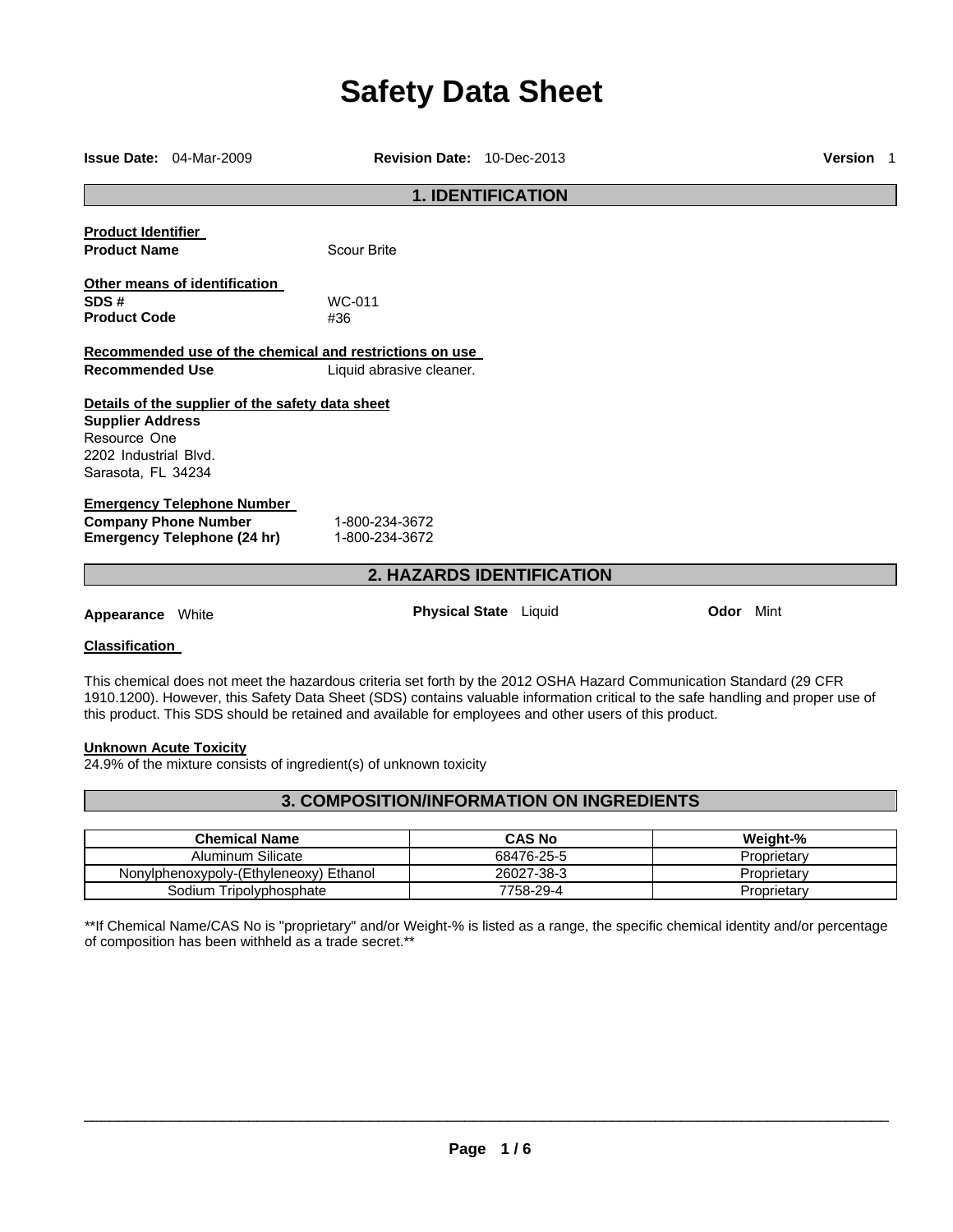# Safety Data Sheet

**Issue Date:** 04-Mar-2009 **Revision Date:** 10-Dec-2013 **Version** 1

## 1. IDENTIFICATION

**Product Identifier**

**Product Name** Scour Brite

**Other means of identification**

**SDS #** WC-011

**Product Code** #36

**Recommended use of the chemical and restrictions on use**

**Recommended Use** Liquid abrasive cleaner.

**Details of the supplier of the safety data sheet**

**Supplier Address**
Resource One
2202 Industrial Blvd.
Sarasota, FL 34234

**Emergency Telephone Number**

**Company Phone Number** 1-800-234-3672

**Emergency Telephone (24 hr)** 1-800-234-3672

## 2. HAZARDS IDENTIFICATION

**Appearance** White **Physical State** Liquid **Odor** Mint

**Classification**

This chemical does not meet the hazardous criteria set forth by the 2012 OSHA Hazard Communication Standard (29 CFR 1910.1200). However, this Safety Data Sheet (SDS) contains valuable information critical to the safe handling and proper use of this product. This SDS should be retained and available for employees and other users of this product.

**Unknown Acute Toxicity**

24.9% of the mixture consists of ingredient(s) of unknown toxicity

## 3. COMPOSITION/INFORMATION ON INGREDIENTS

| Chemical Name | CAS No | Weight-% |
|---|---|---|
| Aluminum Silicate | 68476-25-5 | Proprietary |
| Nonylphenoxypoly-(Ethyleneoxy) Ethanol | 26027-38-3 | Proprietary |
| Sodium Tripolyphosphate | 7758-29-4 | Proprietary |

**If Chemical Name/CAS No is "proprietary" and/or Weight-% is listed as a range, the specific chemical identity and/or percentage of composition has been withheld as a trade secret.**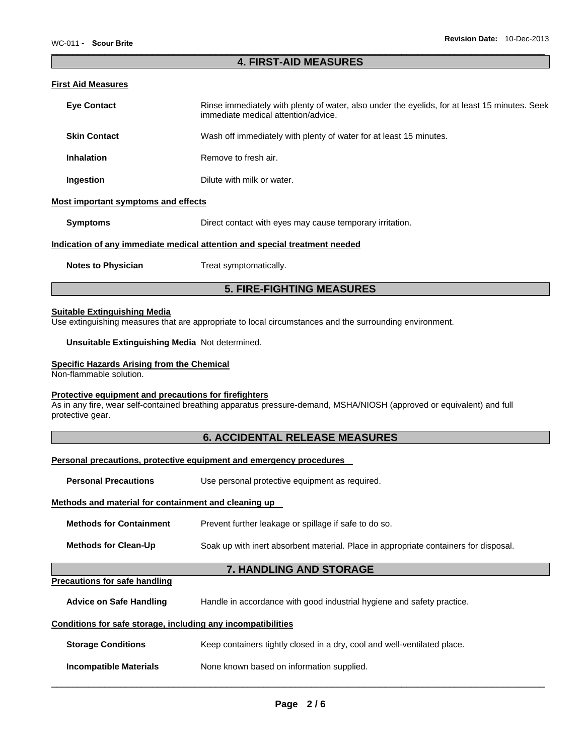## 4. FIRST-AID MEASURES

### First Aid Measures

**Eye Contact** Rinse immediately with plenty of water, also under the eyelids, for at least 15 minutes. Seek immediate medical attention/advice.

**Skin Contact** Wash off immediately with plenty of water for at least 15 minutes.

**Inhalation** Remove to fresh air.

**Ingestion** Dilute with milk or water.

### Most important symptoms and effects

**Symptoms** Direct contact with eyes may cause temporary irritation.

### Indication of any immediate medical attention and special treatment needed

**Notes to Physician** Treat symptomatically.

## 5. FIRE-FIGHTING MEASURES

### Suitable Extinguishing Media

Use extinguishing measures that are appropriate to local circumstances and the surrounding environment.

**Unsuitable Extinguishing Media** Not determined.

### Specific Hazards Arising from the Chemical

Non-flammable solution.

### Protective equipment and precautions for firefighters

As in any fire, wear self-contained breathing apparatus pressure-demand, MSHA/NIOSH (approved or equivalent) and full protective gear.

## 6. ACCIDENTAL RELEASE MEASURES

### Personal precautions, protective equipment and emergency procedures

**Personal Precautions** Use personal protective equipment as required.

### Methods and material for containment and cleaning up

**Methods for Containment** Prevent further leakage or spillage if safe to do so.

**Methods for Clean-Up** Soak up with inert absorbent material. Place in appropriate containers for disposal.

## 7. HANDLING AND STORAGE

### Precautions for safe handling

**Advice on Safe Handling** Handle in accordance with good industrial hygiene and safety practice.

### Conditions for safe storage, including any incompatibilities

**Storage Conditions** Keep containers tightly closed in a dry, cool and well-ventilated place.

**Incompatible Materials** None known based on information supplied.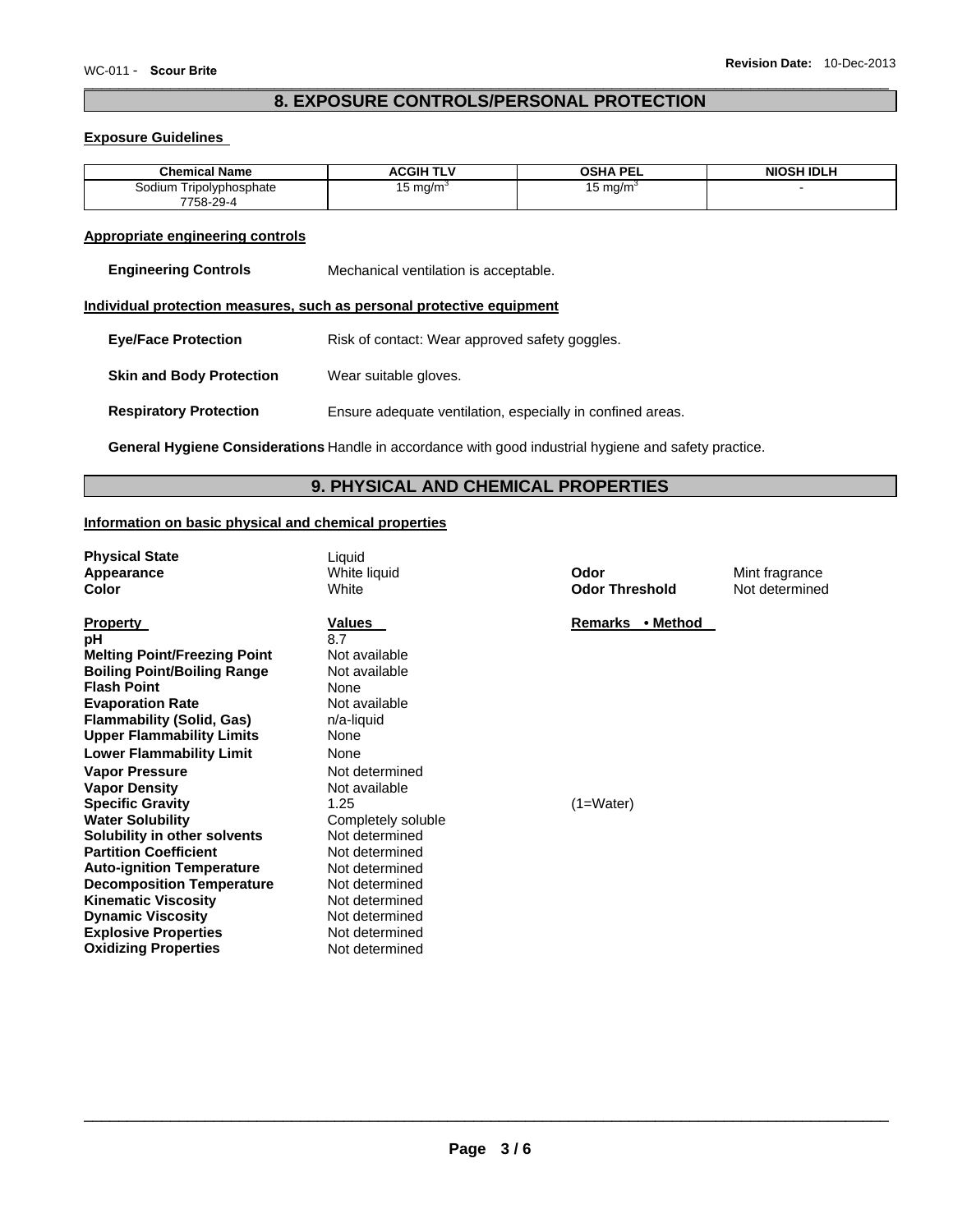## 8. EXPOSURE CONTROLS/PERSONAL PROTECTION

### Exposure Guidelines

| Chemical Name | ACGIH TLV | OSHA PEL | NIOSH IDLH |
|---|---|---|---|
| Sodium Tripolyphosphate 7758-29-4 | 15 mg/m$^3$ | 15 mg/m$^3$ | - |

### Appropriate engineering controls

**Engineering Controls** Mechanical ventilation is acceptable.

### Individual protection measures, such as personal protective equipment

**Eye/Face Protection** Risk of contact: Wear approved safety goggles.

**Skin and Body Protection** Wear suitable gloves.

**Respiratory Protection** Ensure adequate ventilation, especially in confined areas.

**General Hygiene Considerations** Handle in accordance with good industrial hygiene and safety practice.

## 9. PHYSICAL AND CHEMICAL PROPERTIES

### Information on basic physical and chemical properties

**Physical State** Liquid
**Appearance** White liquid
**Color** White
**Odor** Mint fragrance
**Odor Threshold** Not determined

| Property | Values | Remarks • Method |
|---|---|---|
| **pH** | 8.7 | |
| **Melting Point/Freezing Point** | Not available | |
| **Boiling Point/Boiling Range** | Not available | |
| **Flash Point** | None | |
| **Evaporation Rate** | Not available | |
| **Flammability (Solid, Gas)** | n/a-liquid | |
| **Upper Flammability Limits** | None | |
| **Lower Flammability Limit** | None | |
| **Vapor Pressure** | Not determined | |
| **Vapor Density** | Not available | |
| **Specific Gravity** | 1.25 | (1=Water) |
| **Water Solubility** | Completely soluble | |
| **Solubility in other solvents** | Not determined | |
| **Partition Coefficient** | Not determined | |
| **Auto-ignition Temperature** | Not determined | |
| **Decomposition Temperature** | Not determined | |
| **Kinematic Viscosity** | Not determined | |
| **Dynamic Viscosity** | Not determined | |
| **Explosive Properties** | Not determined | |
| **Oxidizing Properties** | Not determined | |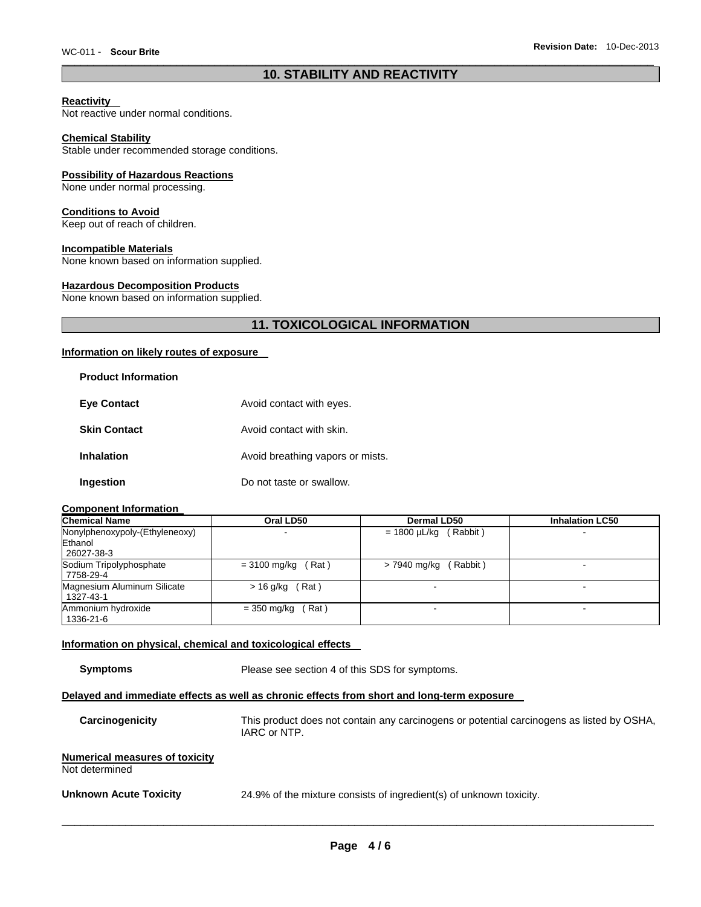## 10. STABILITY AND REACTIVITY

**Reactivity**
Not reactive under normal conditions.

**Chemical Stability**
Stable under recommended storage conditions.

**Possibility of Hazardous Reactions**
None under normal processing.

**Conditions to Avoid**
Keep out of reach of children.

**Incompatible Materials**
None known based on information supplied.

**Hazardous Decomposition Products**
None known based on information supplied.

## 11. TOXICOLOGICAL INFORMATION

**Information on likely routes of exposure**

**Product Information**

**Eye Contact** Avoid contact with eyes.

**Skin Contact** Avoid contact with skin.

**Inhalation** Avoid breathing vapors or mists.

**Ingestion** Do not taste or swallow.

**Component Information**

| Chemical Name | Oral LD50 | Dermal LD50 | Inhalation LC50 |
|---|---|---|---|
| Nonylphenoxypoly-(Ethyleneoxy) Ethanol 26027-38-3 | - | = 1800 µL/kg ( Rabbit ) | - |
| Sodium Tripolyphosphate 7758-29-4 | = 3100 mg/kg ( Rat ) | > 7940 mg/kg ( Rabbit ) | - |
| Magnesium Aluminum Silicate 1327-43-1 | > 16 g/kg ( Rat ) | - | - |
| Ammonium hydroxide 1336-21-6 | = 350 mg/kg ( Rat ) | - | - |

**Information on physical, chemical and toxicological effects**

**Symptoms** Please see section 4 of this SDS for symptoms.

**Delayed and immediate effects as well as chronic effects from short and long-term exposure**

**Carcinogenicity** This product does not contain any carcinogens or potential carcinogens as listed by OSHA, IARC or NTP.

**Numerical measures of toxicity**
Not determined

**Unknown Acute Toxicity** 24.9% of the mixture consists of ingredient(s) of unknown toxicity.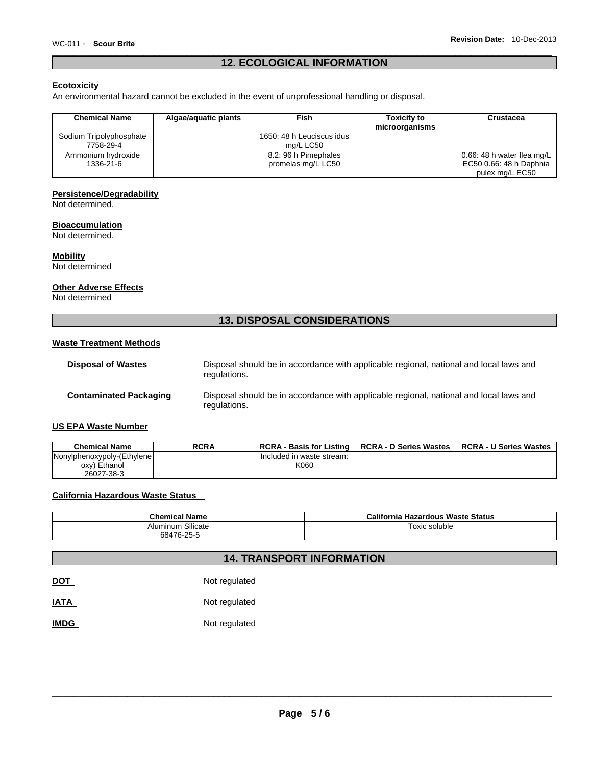## 12. ECOLOGICAL INFORMATION

### Ecotoxicity

An environmental hazard cannot be excluded in the event of unprofessional handling or disposal.

| Chemical Name | Algae/aquatic plants | Fish | Toxicity to microorganisms | Crustacea |
|---|---|---|---|---|
| Sodium Tripolyphosphate 7758-29-4 | | 1650: 48 h Leuciscus idus mg/L LC50 | | |
| Ammonium hydroxide 1336-21-6 | | 8.2: 96 h Pimephales promelas mg/L LC50 | | 0.66: 48 h water flea mg/L EC50 0.66: 48 h Daphnia pulex mg/L EC50 |

### Persistence/Degradability

Not determined.

### Bioaccumulation

Not determined.

### Mobility

Not determined

### Other Adverse Effects

Not determined

## 13. DISPOSAL CONSIDERATIONS

### Waste Treatment Methods

**Disposal of Wastes** Disposal should be in accordance with applicable regional, national and local laws and regulations.

**Contaminated Packaging** Disposal should be in accordance with applicable regional, national and local laws and regulations.

### US EPA Waste Number

| Chemical Name | RCRA | RCRA - Basis for Listing | RCRA - D Series Wastes | RCRA - U Series Wastes |
|---|---|---|---|---|
| Nonylphenoxypoly-(Ethyleneoxy) Ethanol 26027-38-3 | | Included in waste stream: K060 | | |

### California Hazardous Waste Status

| Chemical Name | California Hazardous Waste Status |
|---|---|
| Aluminum Silicate 68476-25-5 | Toxic soluble |

## 14. TRANSPORT INFORMATION

**DOT** Not regulated

**IATA** Not regulated

**IMDG** Not regulated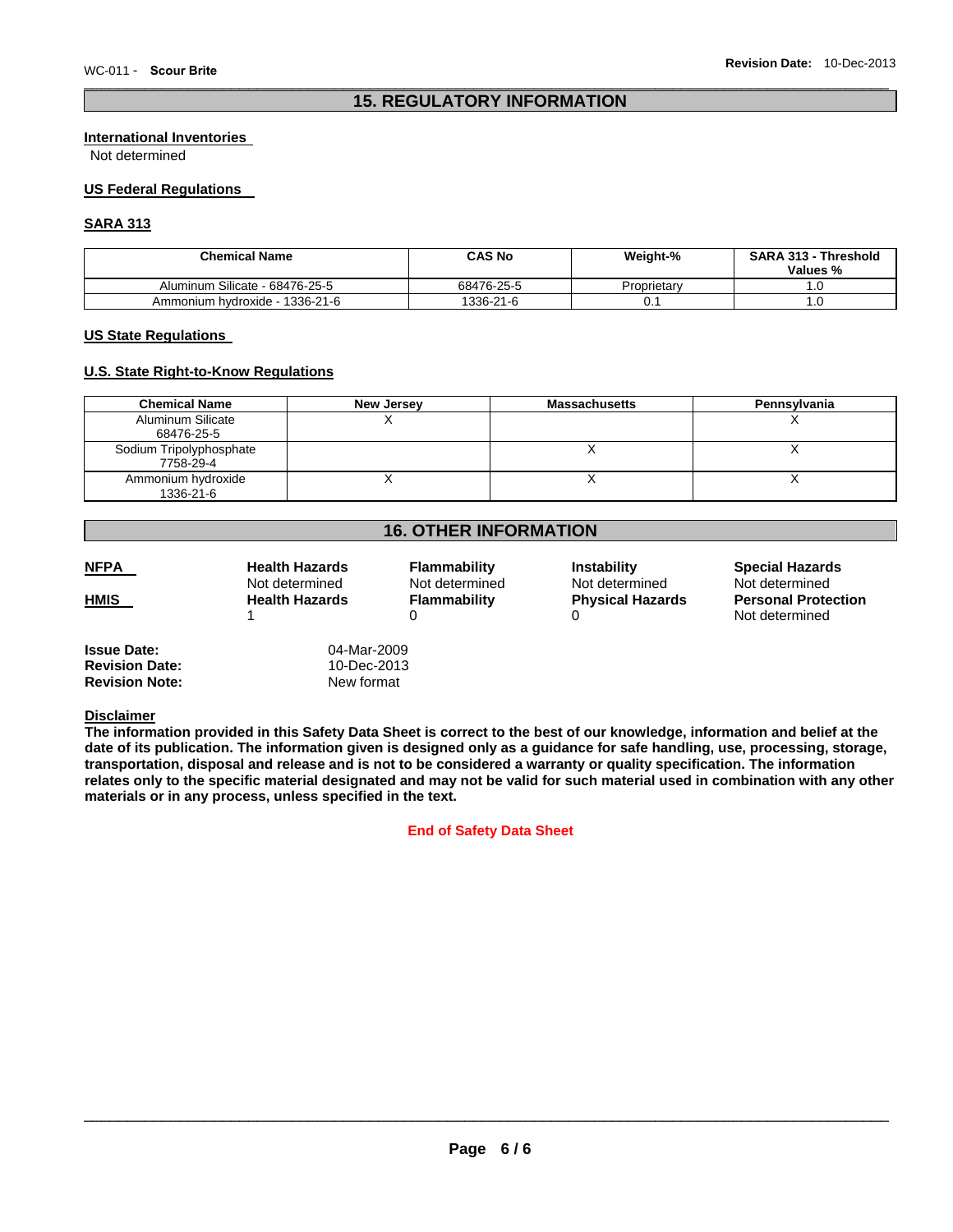## 15. REGULATORY INFORMATION

**International Inventories**

Not determined

**US Federal Regulations**

**SARA 313**

| Chemical Name | CAS No | Weight-% | SARA 313 - Threshold Values % |
|---|---|---|---|
| Aluminum Silicate - 68476-25-5 | 68476-25-5 | Proprietary | 1.0 |
| Ammonium hydroxide - 1336-21-6 | 1336-21-6 | 0.1 | 1.0 |

**US State Regulations**

**U.S. State Right-to-Know Regulations**

| Chemical Name | New Jersey | Massachusetts | Pennsylvania |
|---|---|---|---|
| Aluminum Silicate 68476-25-5 | X | | X |
| Sodium Tripolyphosphate 7758-29-4 | | X | X |
| Ammonium hydroxide 1336-21-6 | X | X | X |

## 16. OTHER INFORMATION

| | | | | |
|---|---|---|---|---|
| **NFPA** | **Health Hazards** Not determined | **Flammability** Not determined | **Instability** Not determined | **Special Hazards** Not determined |
| **HMIS** | **Health Hazards** 1 | **Flammability** 0 | **Physical Hazards** 0 | **Personal Protection** Not determined |

**Issue Date:** 04-Mar-2009
**Revision Date:** 10-Dec-2013
**Revision Note:** New format

**Disclaimer**

**The information provided in this Safety Data Sheet is correct to the best of our knowledge, information and belief at the date of its publication. The information given is designed only as a guidance for safe handling, use, processing, storage, transportation, disposal and release and is not to be considered a warranty or quality specification. The information relates only to the specific material designated and may not be valid for such material used in combination with any other materials or in any process, unless specified in the text.**

**End of Safety Data Sheet**